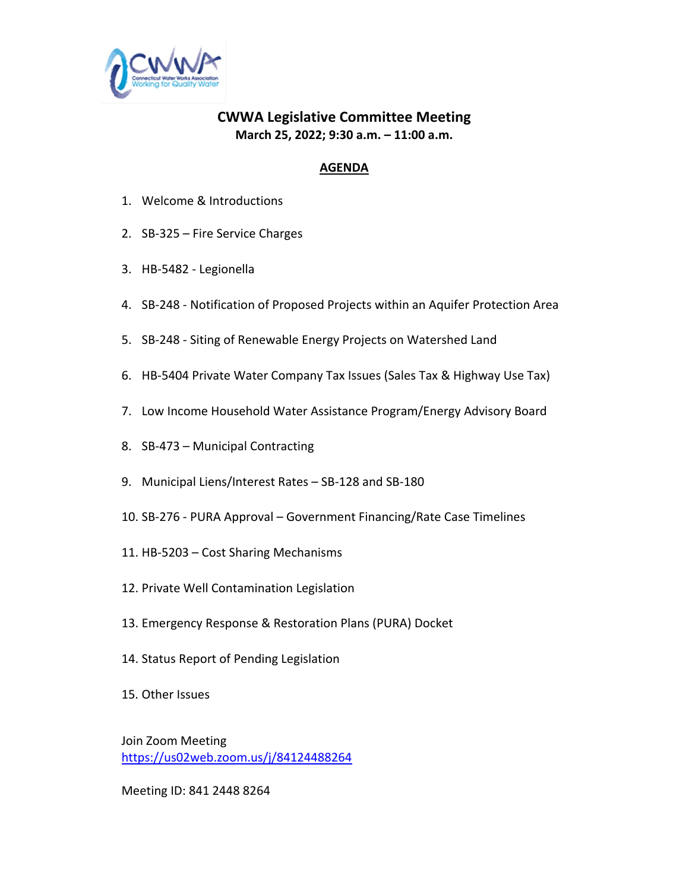# CWWA Legislative Committee Meeting

**March 25, 2022; 9:30 a.m. – 11:00 a.m.**

## AGENDA

1. Welcome & Introductions
2. SB-325 – Fire Service Charges
3. HB-5482 - Legionella
4. SB-248 - Notification of Proposed Projects within an Aquifer Protection Area
5. SB-248 - Siting of Renewable Energy Projects on Watershed Land
6. HB-5404 Private Water Company Tax Issues (Sales Tax & Highway Use Tax)
7. Low Income Household Water Assistance Program/Energy Advisory Board
8. SB-473 – Municipal Contracting
9. Municipal Liens/Interest Rates – SB-128 and SB-180
10. SB-276 - PURA Approval – Government Financing/Rate Case Timelines
11. HB-5203 – Cost Sharing Mechanisms
12. Private Well Contamination Legislation
13. Emergency Response & Restoration Plans (PURA) Docket
14. Status Report of Pending Legislation
15. Other Issues

Join Zoom Meeting
https://us02web.zoom.us/j/84124488264

Meeting ID: 841 2448 8264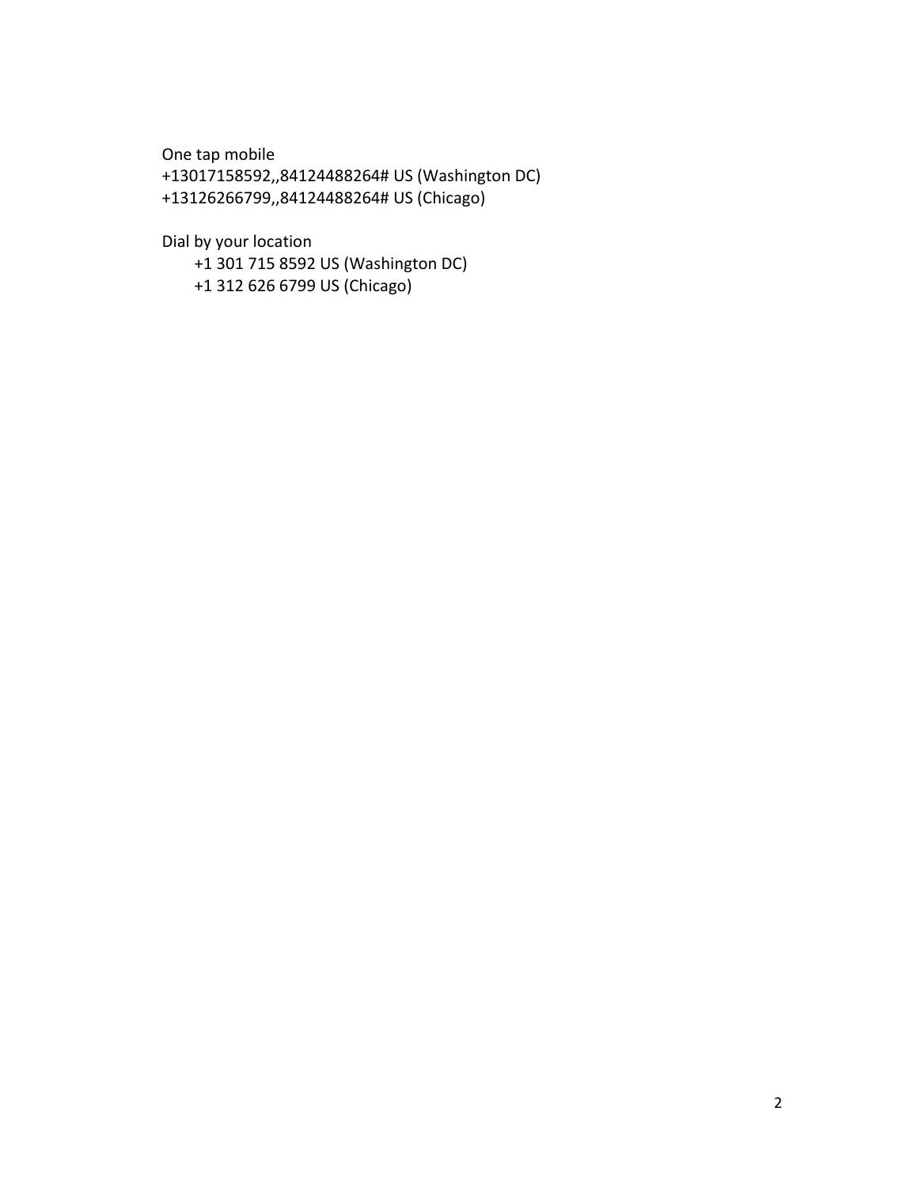One tap mobile
+13017158592,,84124488264# US (Washington DC)
+13126266799,,84124488264# US (Chicago)

Dial by your location
    +1 301 715 8592 US (Washington DC)
    +1 312 626 6799 US (Chicago)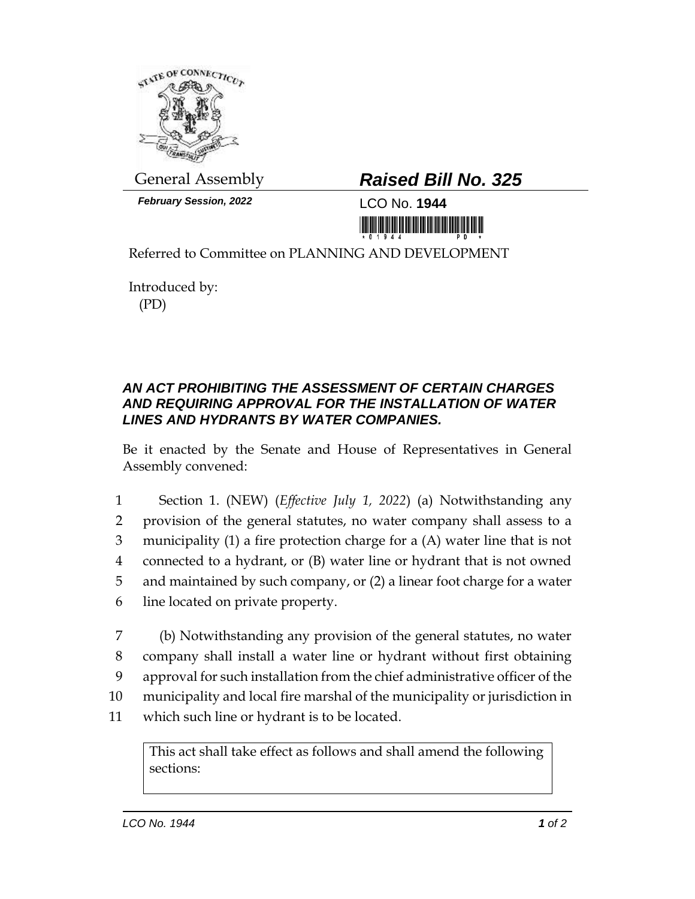General Assembly

# *Raised Bill No. 325*

***February Session, 2022***

LCO No. **1944**

Referred to Committee on PLANNING AND DEVELOPMENT

Introduced by:
(PD)

### *AN ACT PROHIBITING THE ASSESSMENT OF CERTAIN CHARGES AND REQUIRING APPROVAL FOR THE INSTALLATION OF WATER LINES AND HYDRANTS BY WATER COMPANIES.*

Be it enacted by the Senate and House of Representatives in General Assembly convened:

1 Section 1. (NEW) (*Effective July 1, 2022*) (a) Notwithstanding any
2 provision of the general statutes, no water company shall assess to a
3 municipality (1) a fire protection charge for a (A) water line that is not
4 connected to a hydrant, or (B) water line or hydrant that is not owned
5 and maintained by such company, or (2) a linear foot charge for a water
6 line located on private property.

7 (b) Notwithstanding any provision of the general statutes, no water
8 company shall install a water line or hydrant without first obtaining
9 approval for such installation from the chief administrative officer of the
10 municipality and local fire marshal of the municipality or jurisdiction in
11 which such line or hydrant is to be located.

This act shall take effect as follows and shall amend the following sections: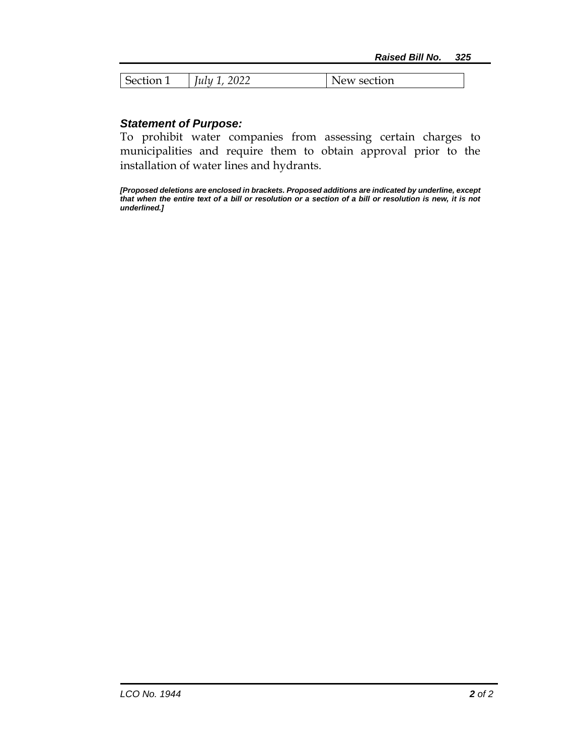| Section 1 | *July 1, 2022* | New section |
|---|---|---|

***Statement of Purpose:***

To prohibit water companies from assessing certain charges to municipalities and require them to obtain approval prior to the installation of water lines and hydrants.

***[Proposed deletions are enclosed in brackets. Proposed additions are indicated by underline, except that when the entire text of a bill or resolution or a section of a bill or resolution is new, it is not underlined.]***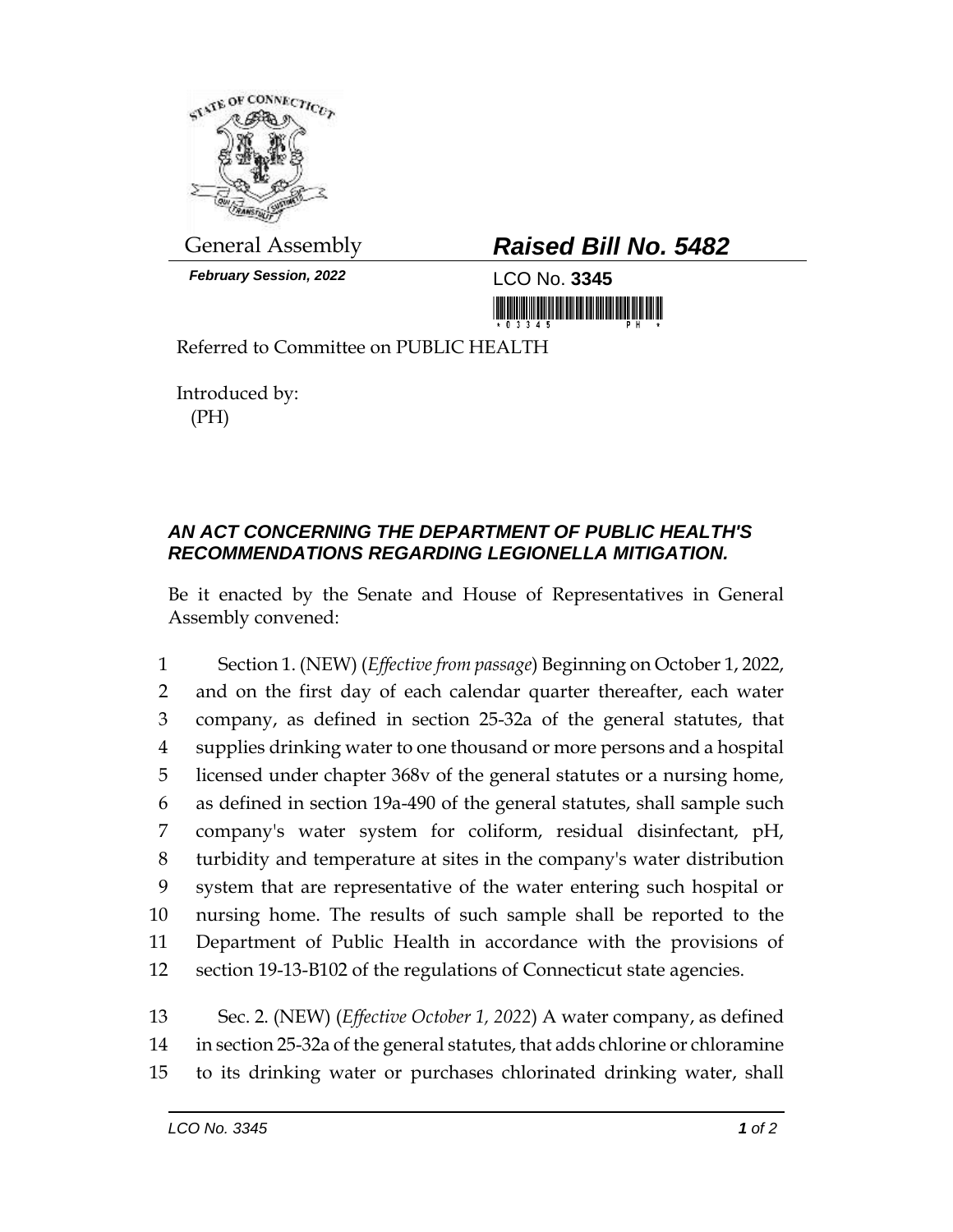General Assembly

# Raised Bill No. 5482

*February Session, 2022*

LCO No. **3345**

Referred to Committee on PUBLIC HEALTH

Introduced by:
(PH)

### *AN ACT CONCERNING THE DEPARTMENT OF PUBLIC HEALTH'S RECOMMENDATIONS REGARDING LEGIONELLA MITIGATION.*

Be it enacted by the Senate and House of Representatives in General Assembly convened:

1 Section 1. (NEW) (*Effective from passage*) Beginning on October 1, 2022,
2 and on the first day of each calendar quarter thereafter, each water
3 company, as defined in section 25-32a of the general statutes, that
4 supplies drinking water to one thousand or more persons and a hospital
5 licensed under chapter 368v of the general statutes or a nursing home,
6 as defined in section 19a-490 of the general statutes, shall sample such
7 company's water system for coliform, residual disinfectant, pH,
8 turbidity and temperature at sites in the company's water distribution
9 system that are representative of the water entering such hospital or
10 nursing home. The results of such sample shall be reported to the
11 Department of Public Health in accordance with the provisions of
12 section 19-13-B102 of the regulations of Connecticut state agencies.

13 Sec. 2. (NEW) (*Effective October 1, 2022*) A water company, as defined
14 in section 25-32a of the general statutes, that adds chlorine or chloramine
15 to its drinking water or purchases chlorinated drinking water, shall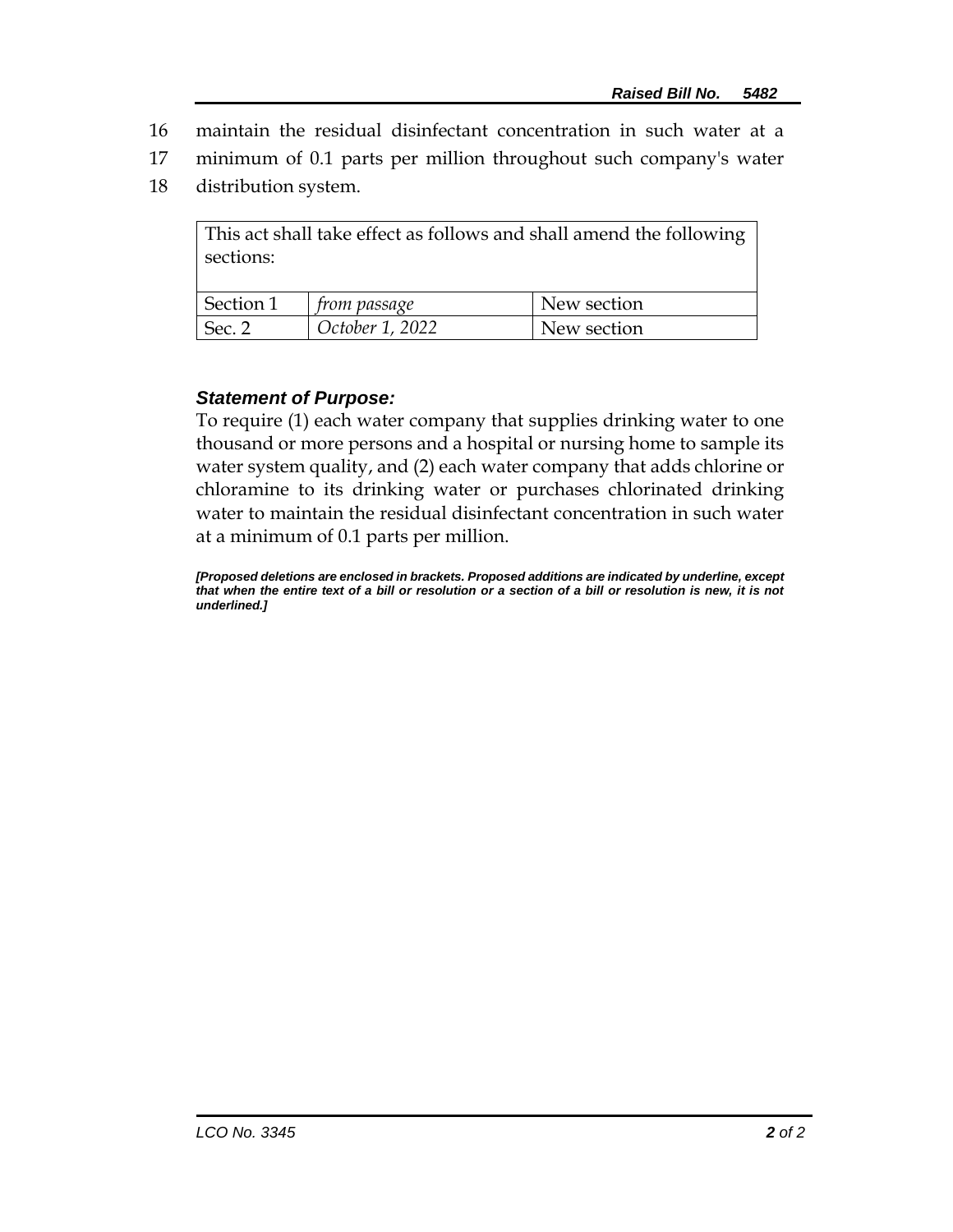16 maintain the residual disinfectant concentration in such water at a
17 minimum of 0.1 parts per million throughout such company's water
18 distribution system.

| This act shall take effect as follows and shall amend the following sections: | | |
|---|---|---|
| Section 1 | *from passage* | New section |
| Sec. 2 | *October 1, 2022* | New section |

### *Statement of Purpose:*

To require (1) each water company that supplies drinking water to one thousand or more persons and a hospital or nursing home to sample its water system quality, and (2) each water company that adds chlorine or chloramine to its drinking water or purchases chlorinated drinking water to maintain the residual disinfectant concentration in such water at a minimum of 0.1 parts per million.

***[Proposed deletions are enclosed in brackets. Proposed additions are indicated by underline, except that when the entire text of a bill or resolution or a section of a bill or resolution is new, it is not underlined.]***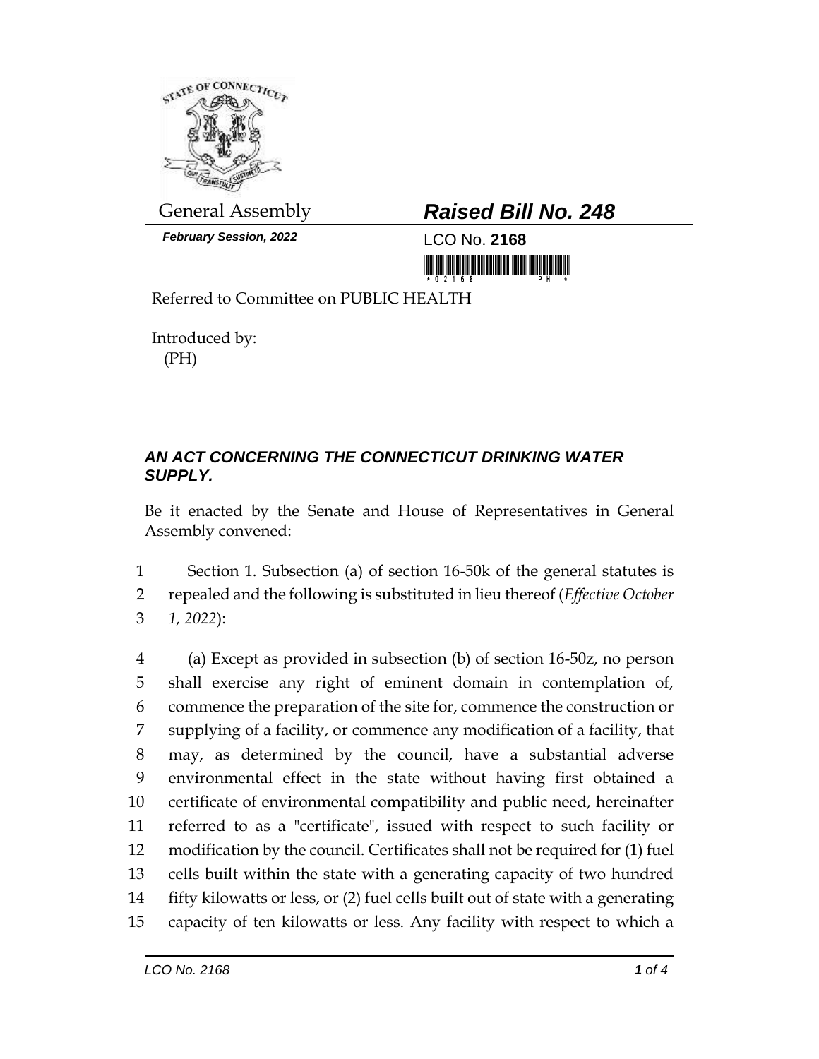General Assembly

# *Raised Bill No. 248*

***February Session, 2022***

LCO No. **2168**

Referred to Committee on PUBLIC HEALTH

Introduced by:
(PH)

### *AN ACT CONCERNING THE CONNECTICUT DRINKING WATER SUPPLY.*

Be it enacted by the Senate and House of Representatives in General Assembly convened:

Section 1. Subsection (a) of section 16-50k of the general statutes is repealed and the following is substituted in lieu thereof (*Effective October 1, 2022*):

(a) Except as provided in subsection (b) of section 16-50z, no person shall exercise any right of eminent domain in contemplation of, commence the preparation of the site for, commence the construction or supplying of a facility, or commence any modification of a facility, that may, as determined by the council, have a substantial adverse environmental effect in the state without having first obtained a certificate of environmental compatibility and public need, hereinafter referred to as a "certificate", issued with respect to such facility or modification by the council. Certificates shall not be required for (1) fuel cells built within the state with a generating capacity of two hundred fifty kilowatts or less, or (2) fuel cells built out of state with a generating capacity of ten kilowatts or less. Any facility with respect to which a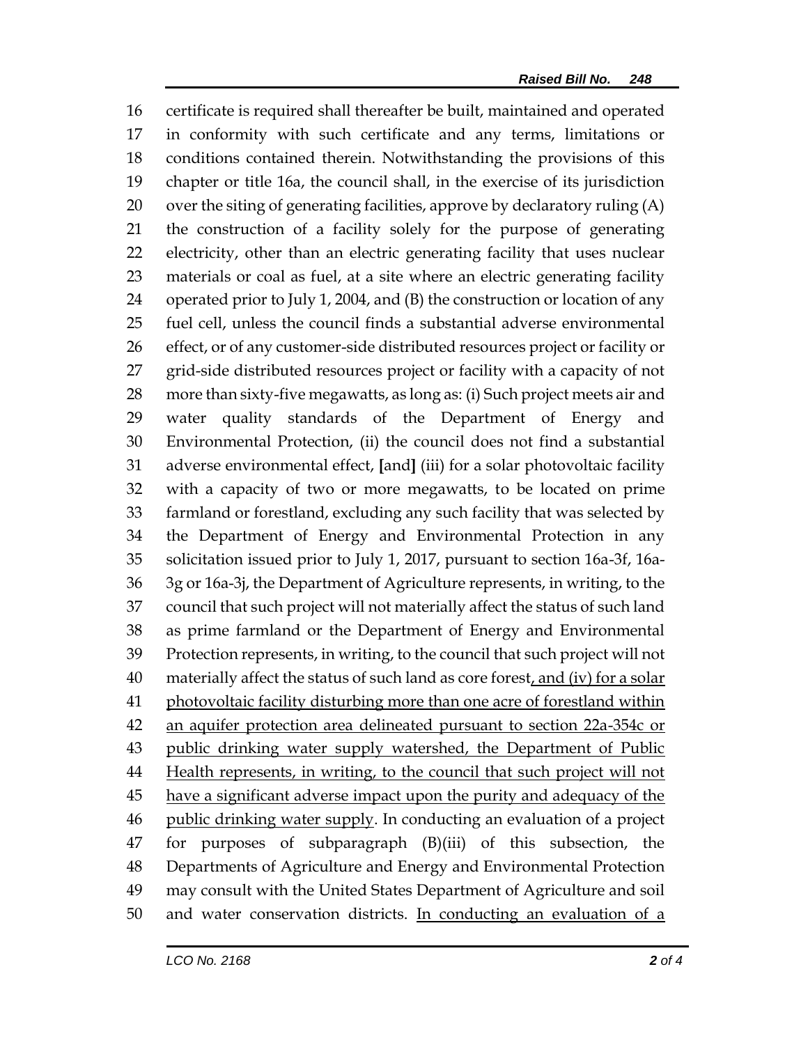certificate is required shall thereafter be built, maintained and operated in conformity with such certificate and any terms, limitations or conditions contained therein. Notwithstanding the provisions of this chapter or title 16a, the council shall, in the exercise of its jurisdiction over the siting of generating facilities, approve by declaratory ruling (A) the construction of a facility solely for the purpose of generating electricity, other than an electric generating facility that uses nuclear materials or coal as fuel, at a site where an electric generating facility operated prior to July 1, 2004, and (B) the construction or location of any fuel cell, unless the council finds a substantial adverse environmental effect, or of any customer-side distributed resources project or facility or grid-side distributed resources project or facility with a capacity of not more than sixty-five megawatts, as long as: (i) Such project meets air and water quality standards of the Department of Energy and Environmental Protection, (ii) the council does not find a substantial adverse environmental effect, **[**and**]** (iii) for a solar photovoltaic facility with a capacity of two or more megawatts, to be located on prime farmland or forestland, excluding any such facility that was selected by the Department of Energy and Environmental Protection in any solicitation issued prior to July 1, 2017, pursuant to section 16a-3f, 16a-3g or 16a-3j, the Department of Agriculture represents, in writing, to the council that such project will not materially affect the status of such land as prime farmland or the Department of Energy and Environmental Protection represents, in writing, to the council that such project will not materially affect the status of such land as core forest<u>, and (iv) for a solar photovoltaic facility disturbing more than one acre of forestland within an aquifer protection area delineated pursuant to section 22a-354c or public drinking water supply watershed, the Department of Public Health represents, in writing, to the council that such project will not have a significant adverse impact upon the purity and adequacy of the public drinking water supply</u>. In conducting an evaluation of a project for purposes of subparagraph (B)(iii) of this subsection, the Departments of Agriculture and Energy and Environmental Protection may consult with the United States Department of Agriculture and soil and water conservation districts. <u>In conducting an evaluation of a</u>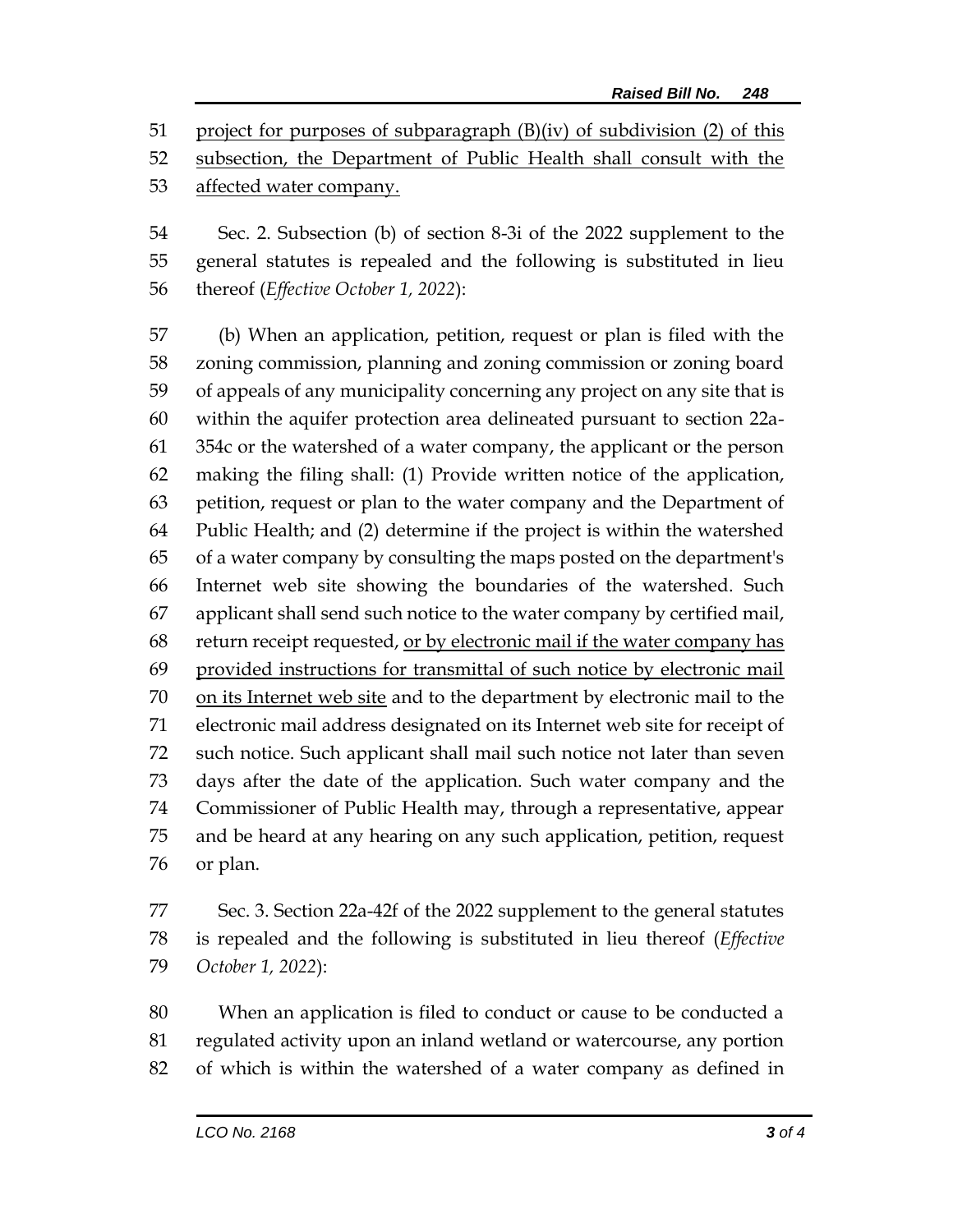project for purposes of subparagraph (B)(iv) of subdivision (2) of this subsection, the Department of Public Health shall consult with the affected water company.

Sec. 2. Subsection (b) of section 8-3i of the 2022 supplement to the general statutes is repealed and the following is substituted in lieu thereof (*Effective October 1, 2022*):

(b) When an application, petition, request or plan is filed with the zoning commission, planning and zoning commission or zoning board of appeals of any municipality concerning any project on any site that is within the aquifer protection area delineated pursuant to section 22a-354c or the watershed of a water company, the applicant or the person making the filing shall: (1) Provide written notice of the application, petition, request or plan to the water company and the Department of Public Health; and (2) determine if the project is within the watershed of a water company by consulting the maps posted on the department's Internet web site showing the boundaries of the watershed. Such applicant shall send such notice to the water company by certified mail, return receipt requested, or by electronic mail if the water company has provided instructions for transmittal of such notice by electronic mail on its Internet web site and to the department by electronic mail to the electronic mail address designated on its Internet web site for receipt of such notice. Such applicant shall mail such notice not later than seven days after the date of the application. Such water company and the Commissioner of Public Health may, through a representative, appear and be heard at any hearing on any such application, petition, request or plan.

Sec. 3. Section 22a-42f of the 2022 supplement to the general statutes is repealed and the following is substituted in lieu thereof (*Effective October 1, 2022*):

When an application is filed to conduct or cause to be conducted a regulated activity upon an inland wetland or watercourse, any portion of which is within the watershed of a water company as defined in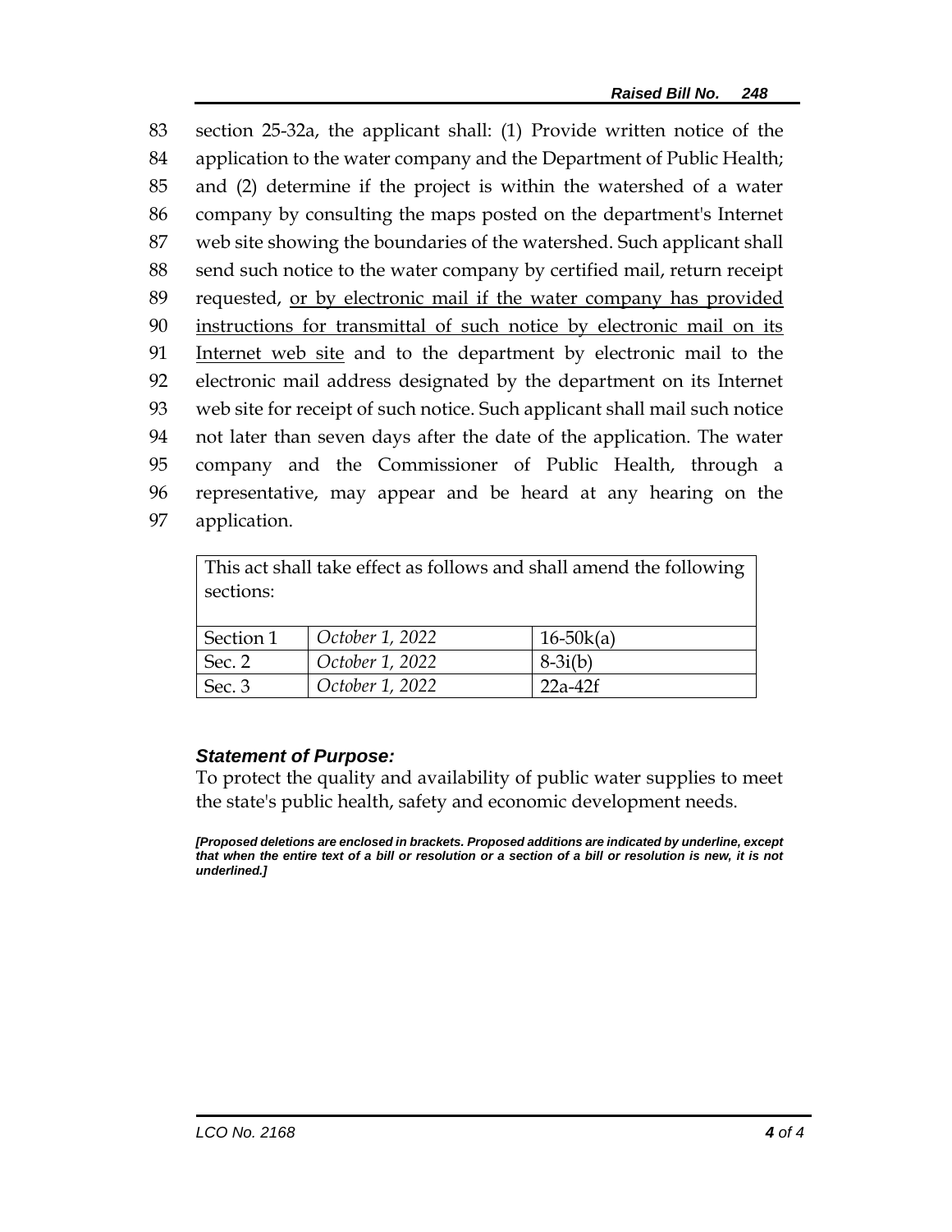83 section 25-32a, the applicant shall: (1) Provide written notice of the
84 application to the water company and the Department of Public Health;
85 and (2) determine if the project is within the watershed of a water
86 company by consulting the maps posted on the department's Internet
87 web site showing the boundaries of the watershed. Such applicant shall
88 send such notice to the water company by certified mail, return receipt
89 requested, <u>or by electronic mail if the water company has provided</u>
90 <u>instructions for transmittal of such notice by electronic mail on its</u>
91 <u>Internet web site</u> and to the department by electronic mail to the
92 electronic mail address designated by the department on its Internet
93 web site for receipt of such notice. Such applicant shall mail such notice
94 not later than seven days after the date of the application. The water
95 company and the Commissioner of Public Health, through a
96 representative, may appear and be heard at any hearing on the
97 application.

| This act shall take effect as follows and shall amend the following sections: | | |
|---|---|---|
| Section 1 | *October 1, 2022* | 16-50k(a) |
| Sec. 2 | *October 1, 2022* | 8-3i(b) |
| Sec. 3 | *October 1, 2022* | 22a-42f |

### *Statement of Purpose:*

To protect the quality and availability of public water supplies to meet the state's public health, safety and economic development needs.

***[Proposed deletions are enclosed in brackets. Proposed additions are indicated by underline, except that when the entire text of a bill or resolution or a section of a bill or resolution is new, it is not underlined.]***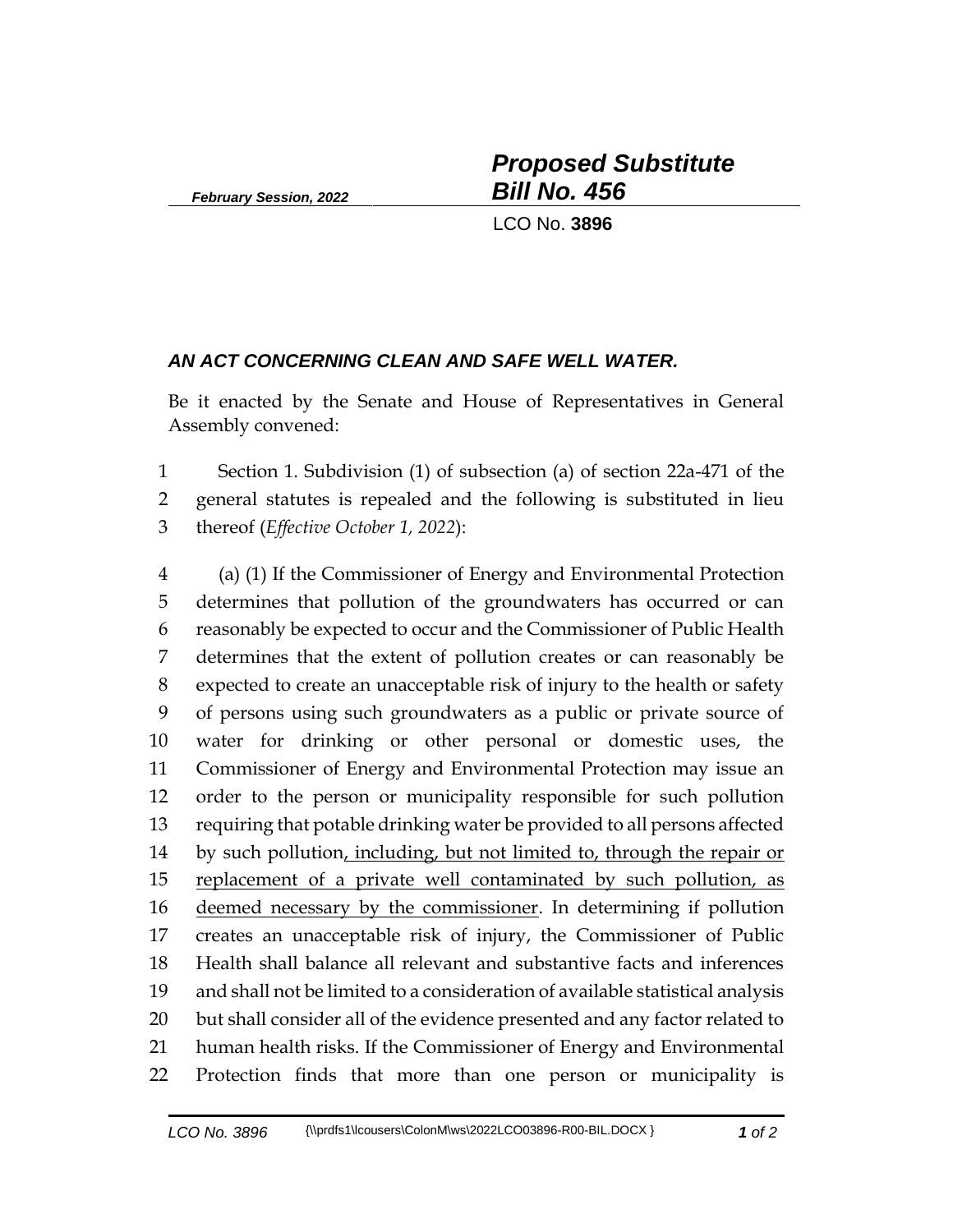February Session, 2022

# Proposed Substitute Bill No. 456

LCO No. **3896**

***AN ACT CONCERNING CLEAN AND SAFE WELL WATER.***

Be it enacted by the Senate and House of Representatives in General Assembly convened:

1 Section 1. Subdivision (1) of subsection (a) of section 22a-471 of the
2 general statutes is repealed and the following is substituted in lieu
3 thereof (*Effective October 1, 2022*):

4 (a) (1) If the Commissioner of Energy and Environmental Protection
5 determines that pollution of the groundwaters has occurred or can
6 reasonably be expected to occur and the Commissioner of Public Health
7 determines that the extent of pollution creates or can reasonably be
8 expected to create an unacceptable risk of injury to the health or safety
9 of persons using such groundwaters as a public or private source of
10 water for drinking or other personal or domestic uses, the
11 Commissioner of Energy and Environmental Protection may issue an
12 order to the person or municipality responsible for such pollution
13 requiring that potable drinking water be provided to all persons affected
14 by such pollution<u>, including, but not limited to, through the repair or</u>
15 <u>replacement of a private well contaminated by such pollution, as</u>
16 <u>deemed necessary by the commissioner</u>. In determining if pollution
17 creates an unacceptable risk of injury, the Commissioner of Public
18 Health shall balance all relevant and substantive facts and inferences
19 and shall not be limited to a consideration of available statistical analysis
20 but shall consider all of the evidence presented and any factor related to
21 human health risks. If the Commissioner of Energy and Environmental
22 Protection finds that more than one person or municipality is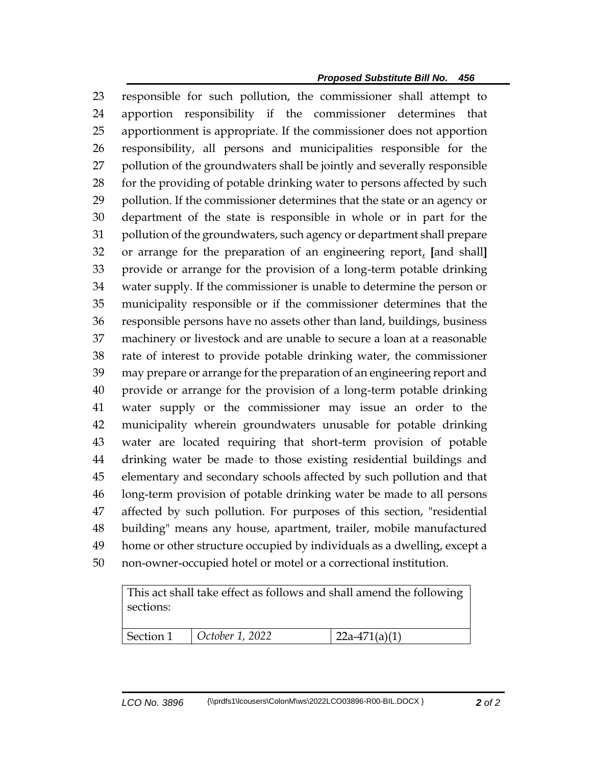responsible for such pollution, the commissioner shall attempt to apportion responsibility if the commissioner determines that apportionment is appropriate. If the commissioner does not apportion responsibility, all persons and municipalities responsible for the pollution of the groundwaters shall be jointly and severally responsible for the providing of potable drinking water to persons affected by such pollution. If the commissioner determines that the state or an agency or department of the state is responsible in whole or in part for the pollution of the groundwaters, such agency or department shall prepare or arrange for the preparation of an engineering report, [and shall] provide or arrange for the provision of a long-term potable drinking water supply. If the commissioner is unable to determine the person or municipality responsible or if the commissioner determines that the responsible persons have no assets other than land, buildings, business machinery or livestock and are unable to secure a loan at a reasonable rate of interest to provide potable drinking water, the commissioner may prepare or arrange for the preparation of an engineering report and provide or arrange for the provision of a long-term potable drinking water supply or the commissioner may issue an order to the municipality wherein groundwaters unusable for potable drinking water are located requiring that short-term provision of potable drinking water be made to those existing residential buildings and elementary and secondary schools affected by such pollution and that long-term provision of potable drinking water be made to all persons affected by such pollution. For purposes of this section, "residential building" means any house, apartment, trailer, mobile manufactured home or other structure occupied by individuals as a dwelling, except a non-owner-occupied hotel or motel or a correctional institution.

| This act shall take effect as follows and shall amend the following sections: | | |
|---|---|---|
| Section 1 | *October 1, 2022* | 22a-471(a)(1) |